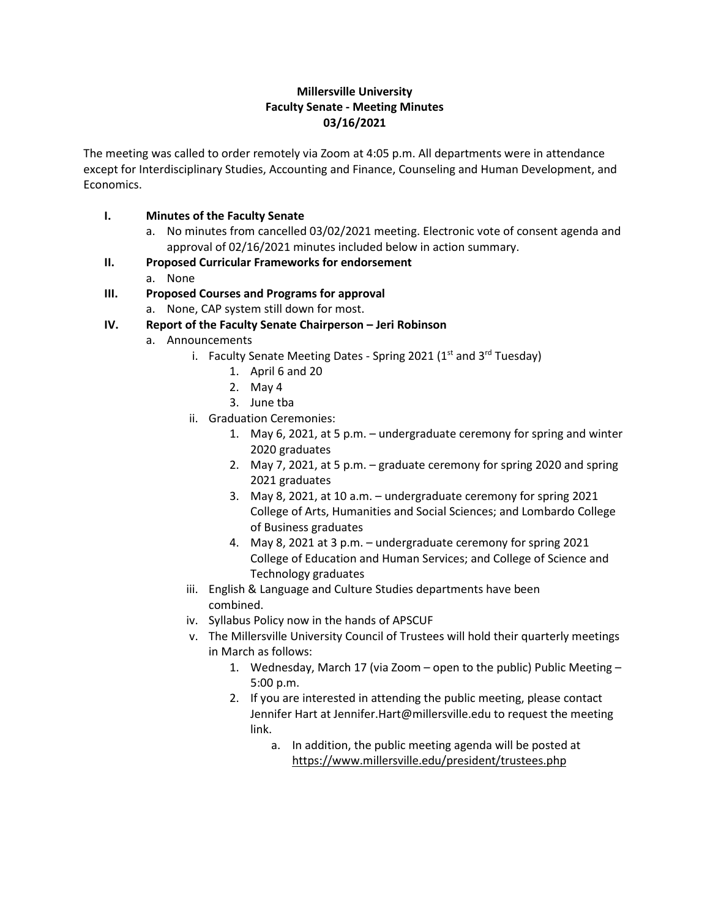**Millersville University**
**Faculty Senate - Meeting Minutes**
**03/16/2021**

The meeting was called to order remotely via Zoom at 4:05 p.m. All departments were in attendance except for Interdisciplinary Studies, Accounting and Finance, Counseling and Human Development, and Economics.

**I. Minutes of the Faculty Senate**

a. No minutes from cancelled 03/02/2021 meeting. Electronic vote of consent agenda and approval of 02/16/2021 minutes included below in action summary.

**II. Proposed Curricular Frameworks for endorsement**

a. None

**III. Proposed Courses and Programs for approval**

a. None, CAP system still down for most.

**IV. Report of the Faculty Senate Chairperson – Jeri Robinson**

a. Announcements
   - i. Faculty Senate Meeting Dates - Spring 2021 (1st and 3rd Tuesday)
     1. April 6 and 20
     2. May 4
     3. June tba
   - ii. Graduation Ceremonies:
     1. May 6, 2021, at 5 p.m. – undergraduate ceremony for spring and winter 2020 graduates
     2. May 7, 2021, at 5 p.m. – graduate ceremony for spring 2020 and spring 2021 graduates
     3. May 8, 2021, at 10 a.m. – undergraduate ceremony for spring 2021 College of Arts, Humanities and Social Sciences; and Lombardo College of Business graduates
     4. May 8, 2021 at 3 p.m. – undergraduate ceremony for spring 2021 College of Education and Human Services; and College of Science and Technology graduates
   - iii. English & Language and Culture Studies departments have been combined.
   - iv. Syllabus Policy now in the hands of APSCUF
   - v. The Millersville University Council of Trustees will hold their quarterly meetings in March as follows:
     1. Wednesday, March 17 (via Zoom – open to the public) Public Meeting – 5:00 p.m.
     2. If you are interested in attending the public meeting, please contact Jennifer Hart at Jennifer.Hart@millersville.edu to request the meeting link.
        - a. In addition, the public meeting agenda will be posted at https://www.millersville.edu/president/trustees.php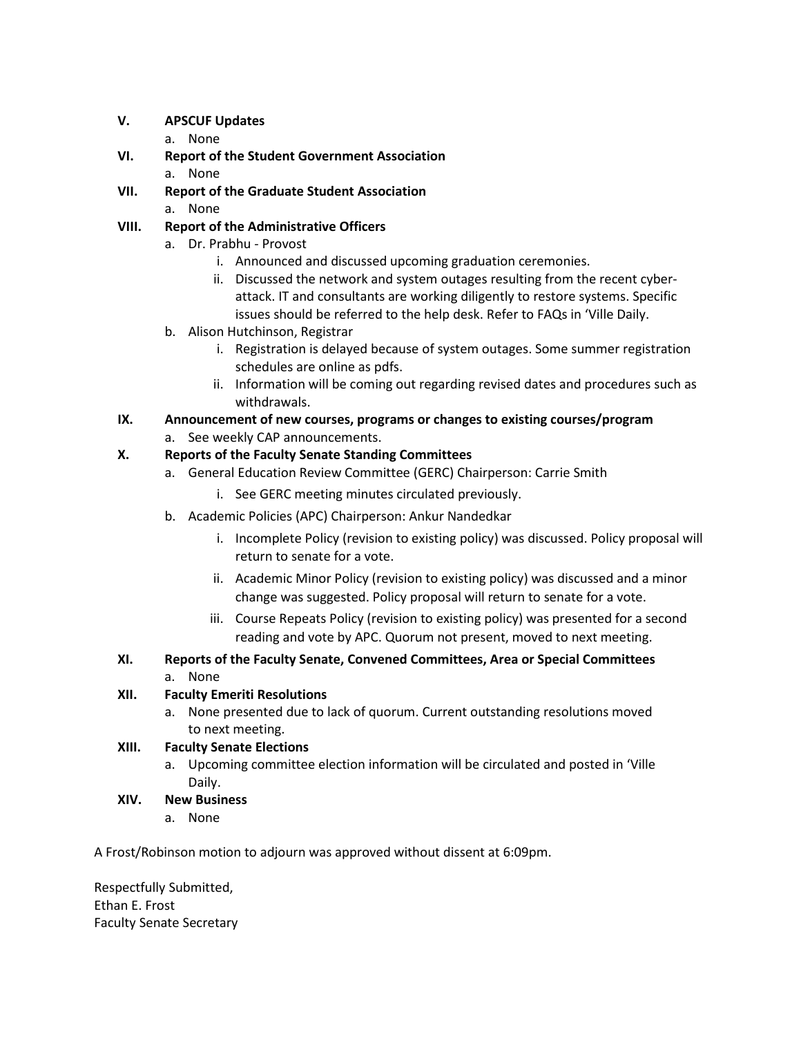- **V. APSCUF Updates**
    - a. None
- **VI. Report of the Student Government Association**
    - a. None
- **VII. Report of the Graduate Student Association**
    - a. None
- **VIII. Report of the Administrative Officers**
    - a. Dr. Prabhu - Provost
        - i. Announced and discussed upcoming graduation ceremonies.
        - ii. Discussed the network and system outages resulting from the recent cyber-attack. IT and consultants are working diligently to restore systems. Specific issues should be referred to the help desk. Refer to FAQs in 'Ville Daily.
    - b. Alison Hutchinson, Registrar
        - i. Registration is delayed because of system outages. Some summer registration schedules are online as pdfs.
        - ii. Information will be coming out regarding revised dates and procedures such as withdrawals.
- **IX. Announcement of new courses, programs or changes to existing courses/program**
    - a. See weekly CAP announcements.
- **X. Reports of the Faculty Senate Standing Committees**
    - a. General Education Review Committee (GERC) Chairperson: Carrie Smith
        - i. See GERC meeting minutes circulated previously.
    - b. Academic Policies (APC) Chairperson: Ankur Nandedkar
        - i. Incomplete Policy (revision to existing policy) was discussed. Policy proposal will return to senate for a vote.
        - ii. Academic Minor Policy (revision to existing policy) was discussed and a minor change was suggested. Policy proposal will return to senate for a vote.
        - iii. Course Repeats Policy (revision to existing policy) was presented for a second reading and vote by APC. Quorum not present, moved to next meeting.
- **XI. Reports of the Faculty Senate, Convened Committees, Area or Special Committees**
    - a. None
- **XII. Faculty Emeriti Resolutions**
    - a. None presented due to lack of quorum. Current outstanding resolutions moved to next meeting.
- **XIII. Faculty Senate Elections**
    - a. Upcoming committee election information will be circulated and posted in 'Ville Daily.
- **XIV. New Business**
    - a. None

A Frost/Robinson motion to adjourn was approved without dissent at 6:09pm.

Respectfully Submitted,
Ethan E. Frost
Faculty Senate Secretary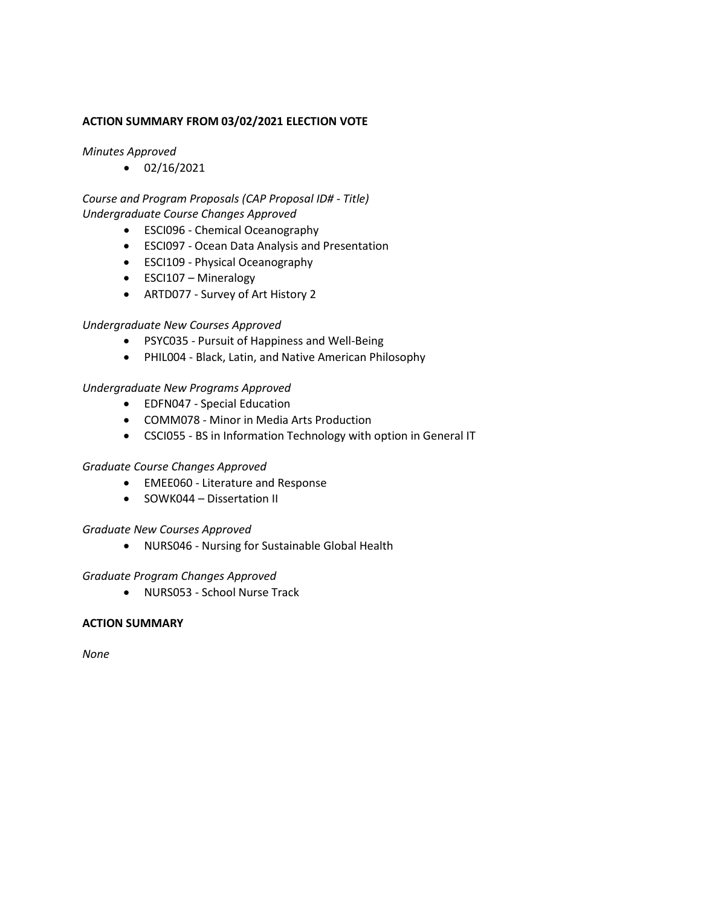**ACTION SUMMARY FROM 03/02/2021 ELECTION VOTE**

*Minutes Approved*

- 02/16/2021

*Course and Program Proposals (CAP Proposal ID# - Title)*
*Undergraduate Course Changes Approved*

- ESCI096 - Chemical Oceanography
- ESCI097 - Ocean Data Analysis and Presentation
- ESCI109 - Physical Oceanography
- ESCI107 – Mineralogy
- ARTD077 - Survey of Art History 2

*Undergraduate New Courses Approved*

- PSYC035 - Pursuit of Happiness and Well-Being
- PHIL004 - Black, Latin, and Native American Philosophy

*Undergraduate New Programs Approved*

- EDFN047 - Special Education
- COMM078 - Minor in Media Arts Production
- CSCI055 - BS in Information Technology with option in General IT

*Graduate Course Changes Approved*

- EMEE060 - Literature and Response
- SOWK044 – Dissertation II

*Graduate New Courses Approved*

- NURS046 - Nursing for Sustainable Global Health

*Graduate Program Changes Approved*

- NURS053 - School Nurse Track

**ACTION SUMMARY**

*None*